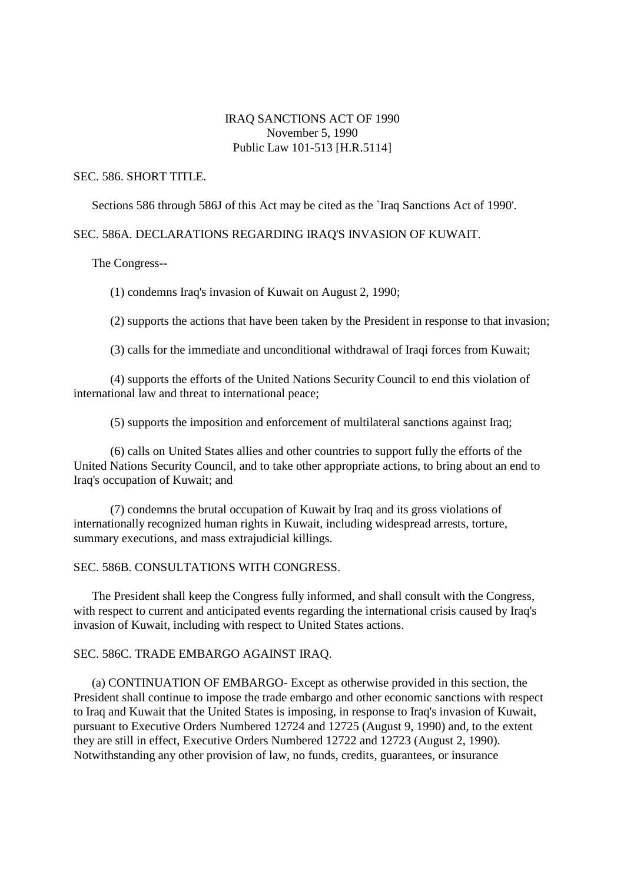# IRAQ SANCTIONS ACT OF 1990

November 5, 1990

Public Law 101-513 [H.R.5114]

## SEC. 586. SHORT TITLE.

Sections 586 through 586J of this Act may be cited as the `Iraq Sanctions Act of 1990'.

## SEC. 586A. DECLARATIONS REGARDING IRAQ'S INVASION OF KUWAIT.

The Congress--

(1) condemns Iraq's invasion of Kuwait on August 2, 1990;

(2) supports the actions that have been taken by the President in response to that invasion;

(3) calls for the immediate and unconditional withdrawal of Iraqi forces from Kuwait;

(4) supports the efforts of the United Nations Security Council to end this violation of international law and threat to international peace;

(5) supports the imposition and enforcement of multilateral sanctions against Iraq;

(6) calls on United States allies and other countries to support fully the efforts of the United Nations Security Council, and to take other appropriate actions, to bring about an end to Iraq's occupation of Kuwait; and

(7) condemns the brutal occupation of Kuwait by Iraq and its gross violations of internationally recognized human rights in Kuwait, including widespread arrests, torture, summary executions, and mass extrajudicial killings.

## SEC. 586B. CONSULTATIONS WITH CONGRESS.

The President shall keep the Congress fully informed, and shall consult with the Congress, with respect to current and anticipated events regarding the international crisis caused by Iraq's invasion of Kuwait, including with respect to United States actions.

## SEC. 586C. TRADE EMBARGO AGAINST IRAQ.

(a) CONTINUATION OF EMBARGO- Except as otherwise provided in this section, the President shall continue to impose the trade embargo and other economic sanctions with respect to Iraq and Kuwait that the United States is imposing, in response to Iraq's invasion of Kuwait, pursuant to Executive Orders Numbered 12724 and 12725 (August 9, 1990) and, to the extent they are still in effect, Executive Orders Numbered 12722 and 12723 (August 2, 1990). Notwithstanding any other provision of law, no funds, credits, guarantees, or insurance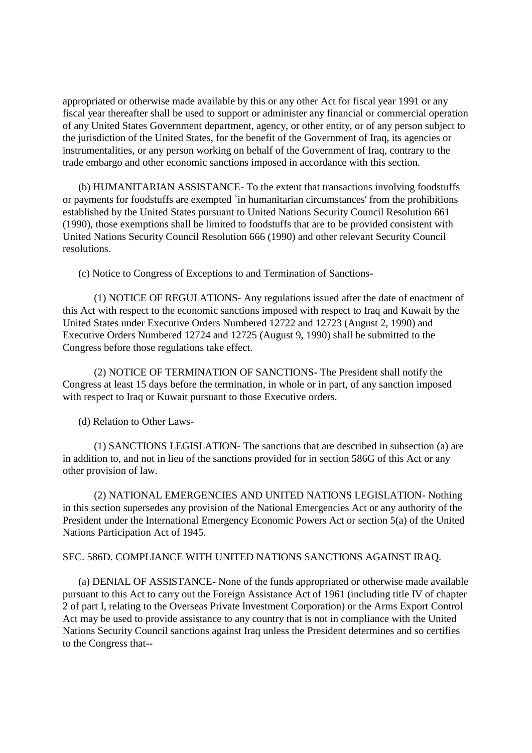appropriated or otherwise made available by this or any other Act for fiscal year 1991 or any fiscal year thereafter shall be used to support or administer any financial or commercial operation of any United States Government department, agency, or other entity, or of any person subject to the jurisdiction of the United States, for the benefit of the Government of Iraq, its agencies or instrumentalities, or any person working on behalf of the Government of Iraq, contrary to the trade embargo and other economic sanctions imposed in accordance with this section.

(b) HUMANITARIAN ASSISTANCE- To the extent that transactions involving foodstuffs or payments for foodstuffs are exempted `in humanitarian circumstances' from the prohibitions established by the United States pursuant to United Nations Security Council Resolution 661 (1990), those exemptions shall be limited to foodstuffs that are to be provided consistent with United Nations Security Council Resolution 666 (1990) and other relevant Security Council resolutions.

(c) Notice to Congress of Exceptions to and Termination of Sanctions-

(1) NOTICE OF REGULATIONS- Any regulations issued after the date of enactment of this Act with respect to the economic sanctions imposed with respect to Iraq and Kuwait by the United States under Executive Orders Numbered 12722 and 12723 (August 2, 1990) and Executive Orders Numbered 12724 and 12725 (August 9, 1990) shall be submitted to the Congress before those regulations take effect.

(2) NOTICE OF TERMINATION OF SANCTIONS- The President shall notify the Congress at least 15 days before the termination, in whole or in part, of any sanction imposed with respect to Iraq or Kuwait pursuant to those Executive orders.

(d) Relation to Other Laws-

(1) SANCTIONS LEGISLATION- The sanctions that are described in subsection (a) are in addition to, and not in lieu of the sanctions provided for in section 586G of this Act or any other provision of law.

(2) NATIONAL EMERGENCIES AND UNITED NATIONS LEGISLATION- Nothing in this section supersedes any provision of the National Emergencies Act or any authority of the President under the International Emergency Economic Powers Act or section 5(a) of the United Nations Participation Act of 1945.

SEC. 586D. COMPLIANCE WITH UNITED NATIONS SANCTIONS AGAINST IRAQ.

(a) DENIAL OF ASSISTANCE- None of the funds appropriated or otherwise made available pursuant to this Act to carry out the Foreign Assistance Act of 1961 (including title IV of chapter 2 of part I, relating to the Overseas Private Investment Corporation) or the Arms Export Control Act may be used to provide assistance to any country that is not in compliance with the United Nations Security Council sanctions against Iraq unless the President determines and so certifies to the Congress that--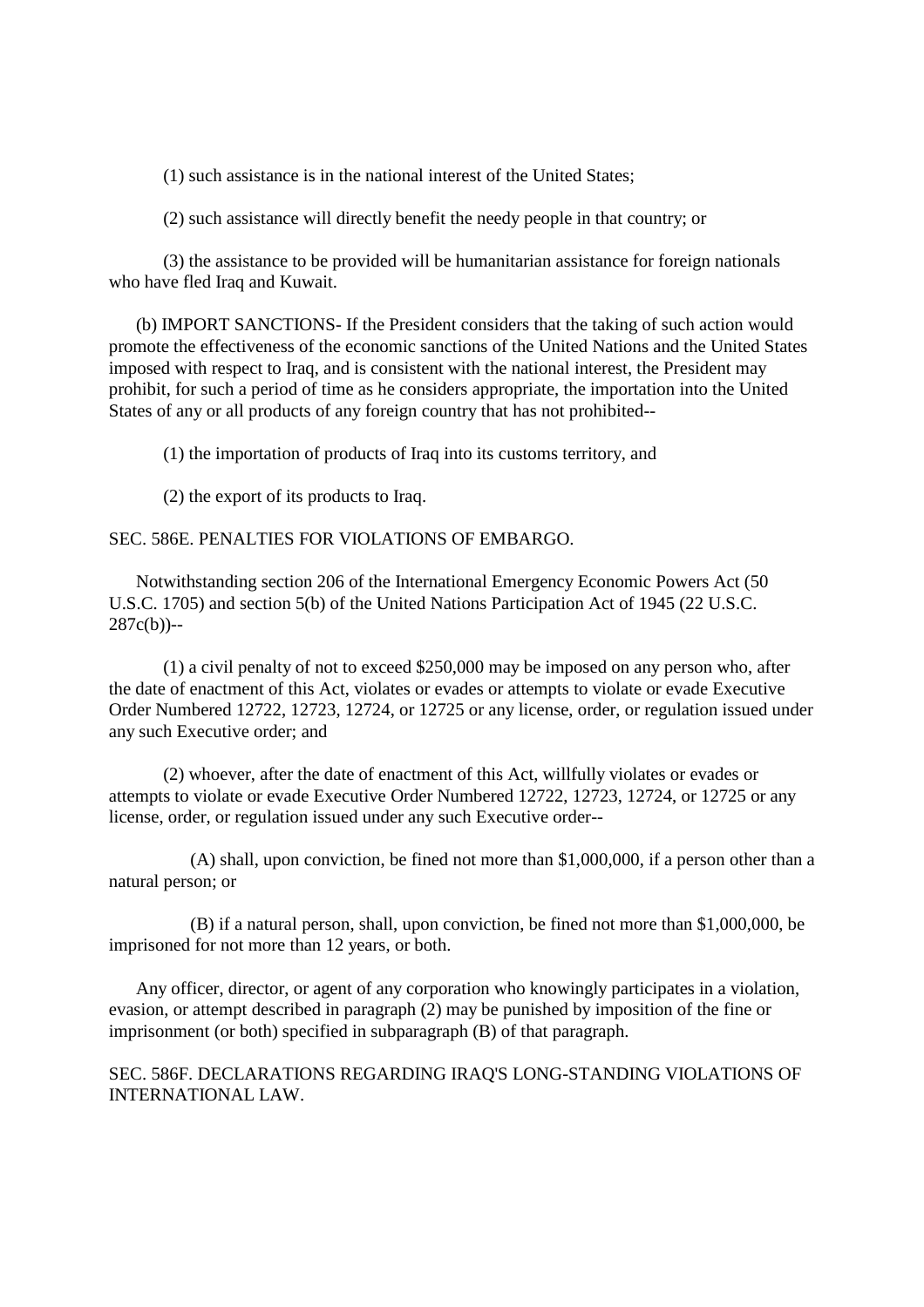(1) such assistance is in the national interest of the United States;

(2) such assistance will directly benefit the needy people in that country; or

(3) the assistance to be provided will be humanitarian assistance for foreign nationals who have fled Iraq and Kuwait.

(b) IMPORT SANCTIONS- If the President considers that the taking of such action would promote the effectiveness of the economic sanctions of the United Nations and the United States imposed with respect to Iraq, and is consistent with the national interest, the President may prohibit, for such a period of time as he considers appropriate, the importation into the United States of any or all products of any foreign country that has not prohibited--

(1) the importation of products of Iraq into its customs territory, and

(2) the export of its products to Iraq.

SEC. 586E. PENALTIES FOR VIOLATIONS OF EMBARGO.

Notwithstanding section 206 of the International Emergency Economic Powers Act (50 U.S.C. 1705) and section 5(b) of the United Nations Participation Act of 1945 (22 U.S.C. 287c(b))--

(1) a civil penalty of not to exceed $250,000 may be imposed on any person who, after the date of enactment of this Act, violates or evades or attempts to violate or evade Executive Order Numbered 12722, 12723, 12724, or 12725 or any license, order, or regulation issued under any such Executive order; and

(2) whoever, after the date of enactment of this Act, willfully violates or evades or attempts to violate or evade Executive Order Numbered 12722, 12723, 12724, or 12725 or any license, order, or regulation issued under any such Executive order--

(A) shall, upon conviction, be fined not more than $1,000,000, if a person other than a natural person; or

(B) if a natural person, shall, upon conviction, be fined not more than $1,000,000, be imprisoned for not more than 12 years, or both.

Any officer, director, or agent of any corporation who knowingly participates in a violation, evasion, or attempt described in paragraph (2) may be punished by imposition of the fine or imprisonment (or both) specified in subparagraph (B) of that paragraph.

SEC. 586F. DECLARATIONS REGARDING IRAQ'S LONG-STANDING VIOLATIONS OF INTERNATIONAL LAW.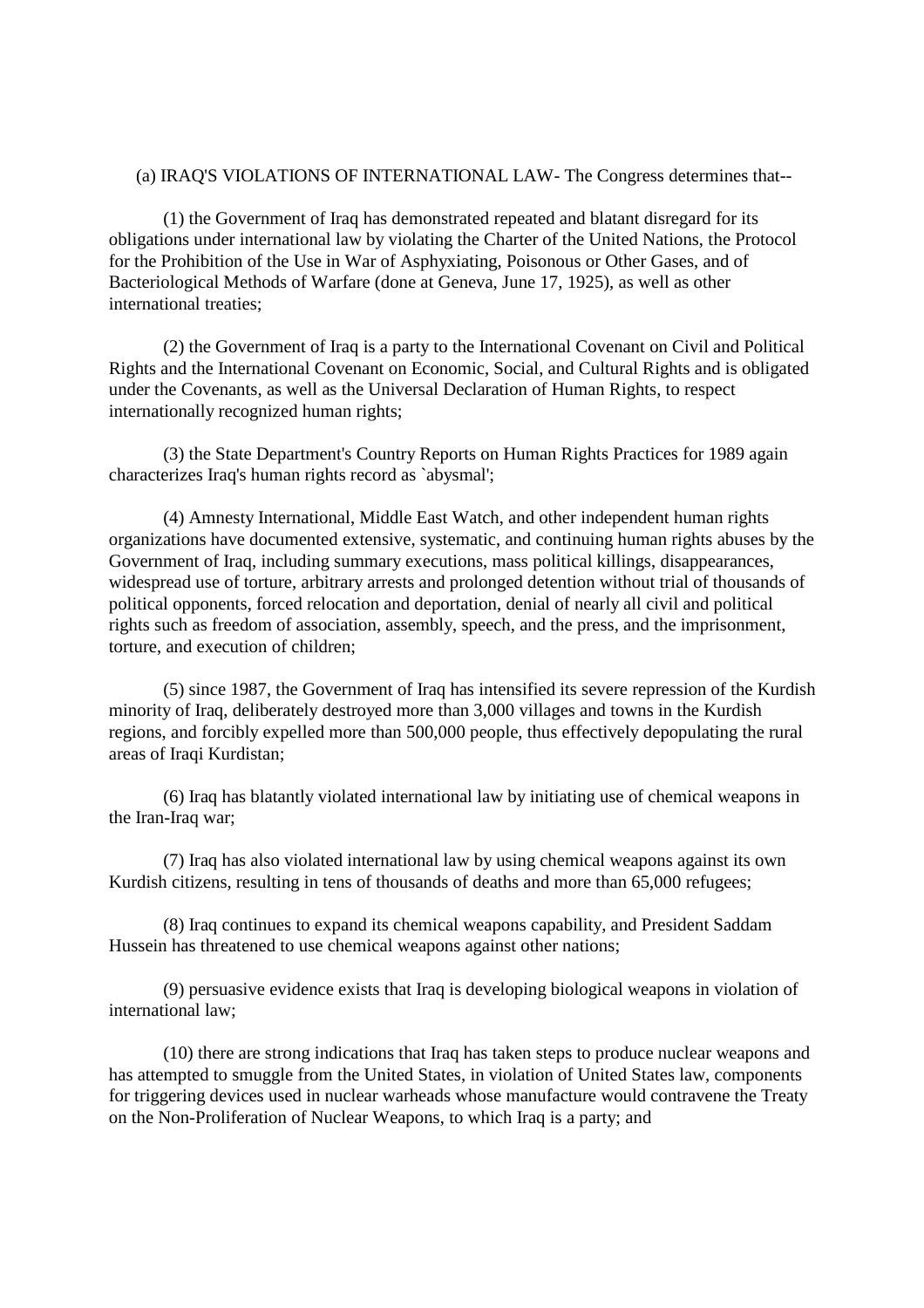(a) IRAQ'S VIOLATIONS OF INTERNATIONAL LAW- The Congress determines that--

(1) the Government of Iraq has demonstrated repeated and blatant disregard for its obligations under international law by violating the Charter of the United Nations, the Protocol for the Prohibition of the Use in War of Asphyxiating, Poisonous or Other Gases, and of Bacteriological Methods of Warfare (done at Geneva, June 17, 1925), as well as other international treaties;

(2) the Government of Iraq is a party to the International Covenant on Civil and Political Rights and the International Covenant on Economic, Social, and Cultural Rights and is obligated under the Covenants, as well as the Universal Declaration of Human Rights, to respect internationally recognized human rights;

(3) the State Department's Country Reports on Human Rights Practices for 1989 again characterizes Iraq's human rights record as `abysmal';

(4) Amnesty International, Middle East Watch, and other independent human rights organizations have documented extensive, systematic, and continuing human rights abuses by the Government of Iraq, including summary executions, mass political killings, disappearances, widespread use of torture, arbitrary arrests and prolonged detention without trial of thousands of political opponents, forced relocation and deportation, denial of nearly all civil and political rights such as freedom of association, assembly, speech, and the press, and the imprisonment, torture, and execution of children;

(5) since 1987, the Government of Iraq has intensified its severe repression of the Kurdish minority of Iraq, deliberately destroyed more than 3,000 villages and towns in the Kurdish regions, and forcibly expelled more than 500,000 people, thus effectively depopulating the rural areas of Iraqi Kurdistan;

(6) Iraq has blatantly violated international law by initiating use of chemical weapons in the Iran-Iraq war;

(7) Iraq has also violated international law by using chemical weapons against its own Kurdish citizens, resulting in tens of thousands of deaths and more than 65,000 refugees;

(8) Iraq continues to expand its chemical weapons capability, and President Saddam Hussein has threatened to use chemical weapons against other nations;

(9) persuasive evidence exists that Iraq is developing biological weapons in violation of international law;

(10) there are strong indications that Iraq has taken steps to produce nuclear weapons and has attempted to smuggle from the United States, in violation of United States law, components for triggering devices used in nuclear warheads whose manufacture would contravene the Treaty on the Non-Proliferation of Nuclear Weapons, to which Iraq is a party; and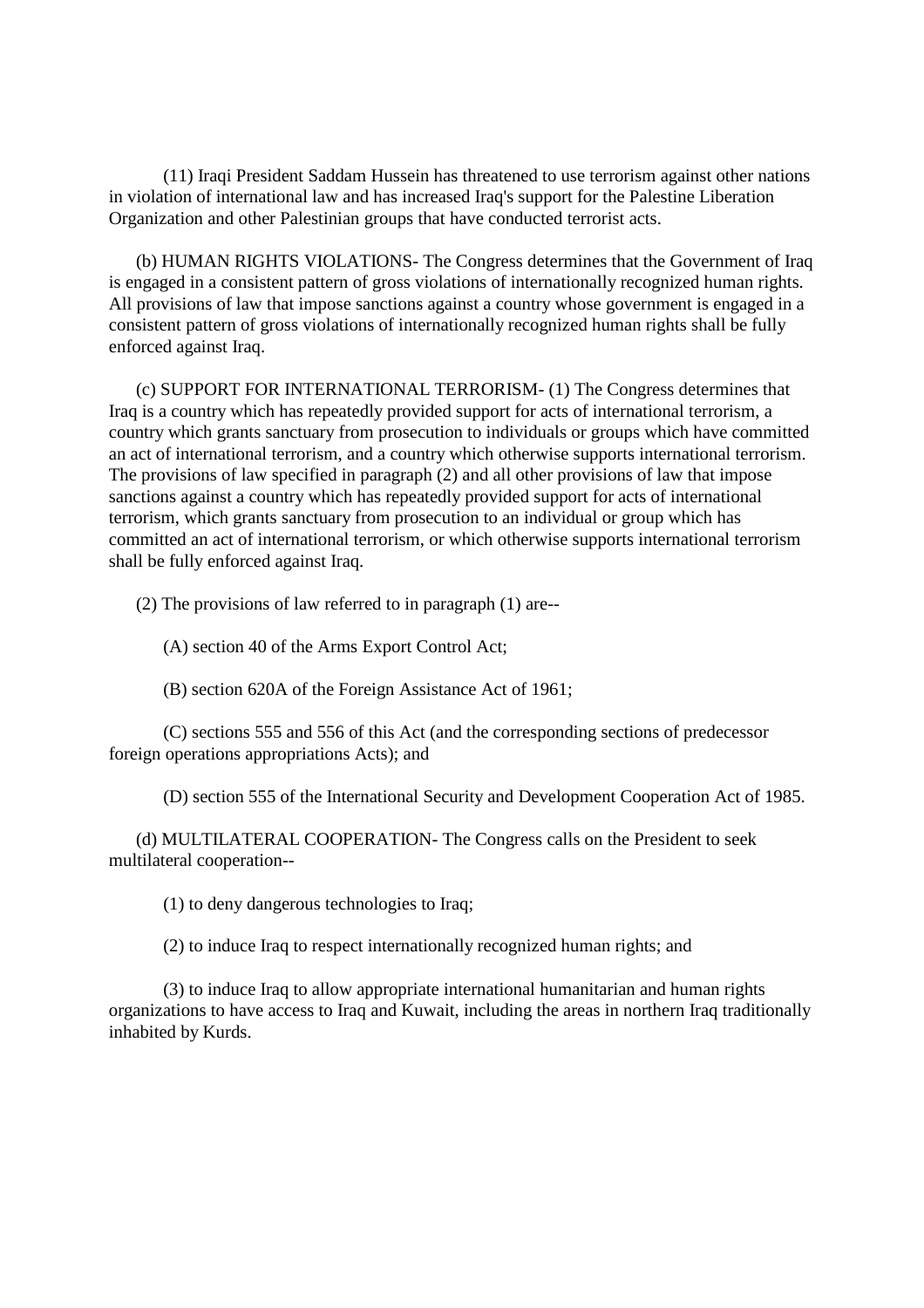(11) Iraqi President Saddam Hussein has threatened to use terrorism against other nations in violation of international law and has increased Iraq's support for the Palestine Liberation Organization and other Palestinian groups that have conducted terrorist acts.

(b) HUMAN RIGHTS VIOLATIONS- The Congress determines that the Government of Iraq is engaged in a consistent pattern of gross violations of internationally recognized human rights. All provisions of law that impose sanctions against a country whose government is engaged in a consistent pattern of gross violations of internationally recognized human rights shall be fully enforced against Iraq.

(c) SUPPORT FOR INTERNATIONAL TERRORISM- (1) The Congress determines that Iraq is a country which has repeatedly provided support for acts of international terrorism, a country which grants sanctuary from prosecution to individuals or groups which have committed an act of international terrorism, and a country which otherwise supports international terrorism. The provisions of law specified in paragraph (2) and all other provisions of law that impose sanctions against a country which has repeatedly provided support for acts of international terrorism, which grants sanctuary from prosecution to an individual or group which has committed an act of international terrorism, or which otherwise supports international terrorism shall be fully enforced against Iraq.

(2) The provisions of law referred to in paragraph (1) are--

(A) section 40 of the Arms Export Control Act;

(B) section 620A of the Foreign Assistance Act of 1961;

(C) sections 555 and 556 of this Act (and the corresponding sections of predecessor foreign operations appropriations Acts); and

(D) section 555 of the International Security and Development Cooperation Act of 1985.

(d) MULTILATERAL COOPERATION- The Congress calls on the President to seek multilateral cooperation--

(1) to deny dangerous technologies to Iraq;

(2) to induce Iraq to respect internationally recognized human rights; and

(3) to induce Iraq to allow appropriate international humanitarian and human rights organizations to have access to Iraq and Kuwait, including the areas in northern Iraq traditionally inhabited by Kurds.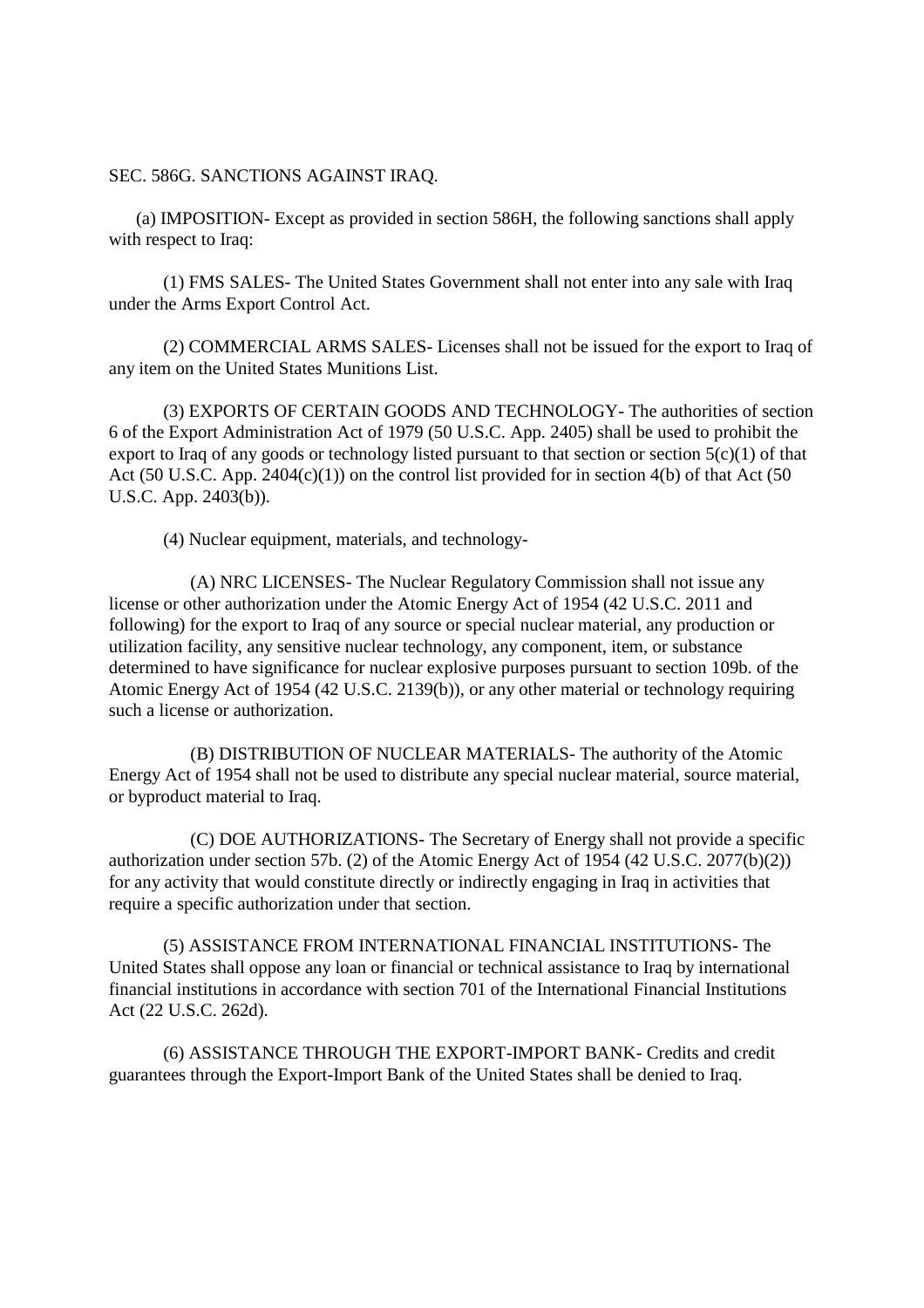SEC. 586G. SANCTIONS AGAINST IRAQ.

(a) IMPOSITION- Except as provided in section 586H, the following sanctions shall apply with respect to Iraq:

(1) FMS SALES- The United States Government shall not enter into any sale with Iraq under the Arms Export Control Act.

(2) COMMERCIAL ARMS SALES- Licenses shall not be issued for the export to Iraq of any item on the United States Munitions List.

(3) EXPORTS OF CERTAIN GOODS AND TECHNOLOGY- The authorities of section 6 of the Export Administration Act of 1979 (50 U.S.C. App. 2405) shall be used to prohibit the export to Iraq of any goods or technology listed pursuant to that section or section 5(c)(1) of that Act (50 U.S.C. App. 2404(c)(1)) on the control list provided for in section 4(b) of that Act (50 U.S.C. App. 2403(b)).

(4) Nuclear equipment, materials, and technology-

(A) NRC LICENSES- The Nuclear Regulatory Commission shall not issue any license or other authorization under the Atomic Energy Act of 1954 (42 U.S.C. 2011 and following) for the export to Iraq of any source or special nuclear material, any production or utilization facility, any sensitive nuclear technology, any component, item, or substance determined to have significance for nuclear explosive purposes pursuant to section 109b. of the Atomic Energy Act of 1954 (42 U.S.C. 2139(b)), or any other material or technology requiring such a license or authorization.

(B) DISTRIBUTION OF NUCLEAR MATERIALS- The authority of the Atomic Energy Act of 1954 shall not be used to distribute any special nuclear material, source material, or byproduct material to Iraq.

(C) DOE AUTHORIZATIONS- The Secretary of Energy shall not provide a specific authorization under section 57b. (2) of the Atomic Energy Act of 1954 (42 U.S.C. 2077(b)(2)) for any activity that would constitute directly or indirectly engaging in Iraq in activities that require a specific authorization under that section.

(5) ASSISTANCE FROM INTERNATIONAL FINANCIAL INSTITUTIONS- The United States shall oppose any loan or financial or technical assistance to Iraq by international financial institutions in accordance with section 701 of the International Financial Institutions Act (22 U.S.C. 262d).

(6) ASSISTANCE THROUGH THE EXPORT-IMPORT BANK- Credits and credit guarantees through the Export-Import Bank of the United States shall be denied to Iraq.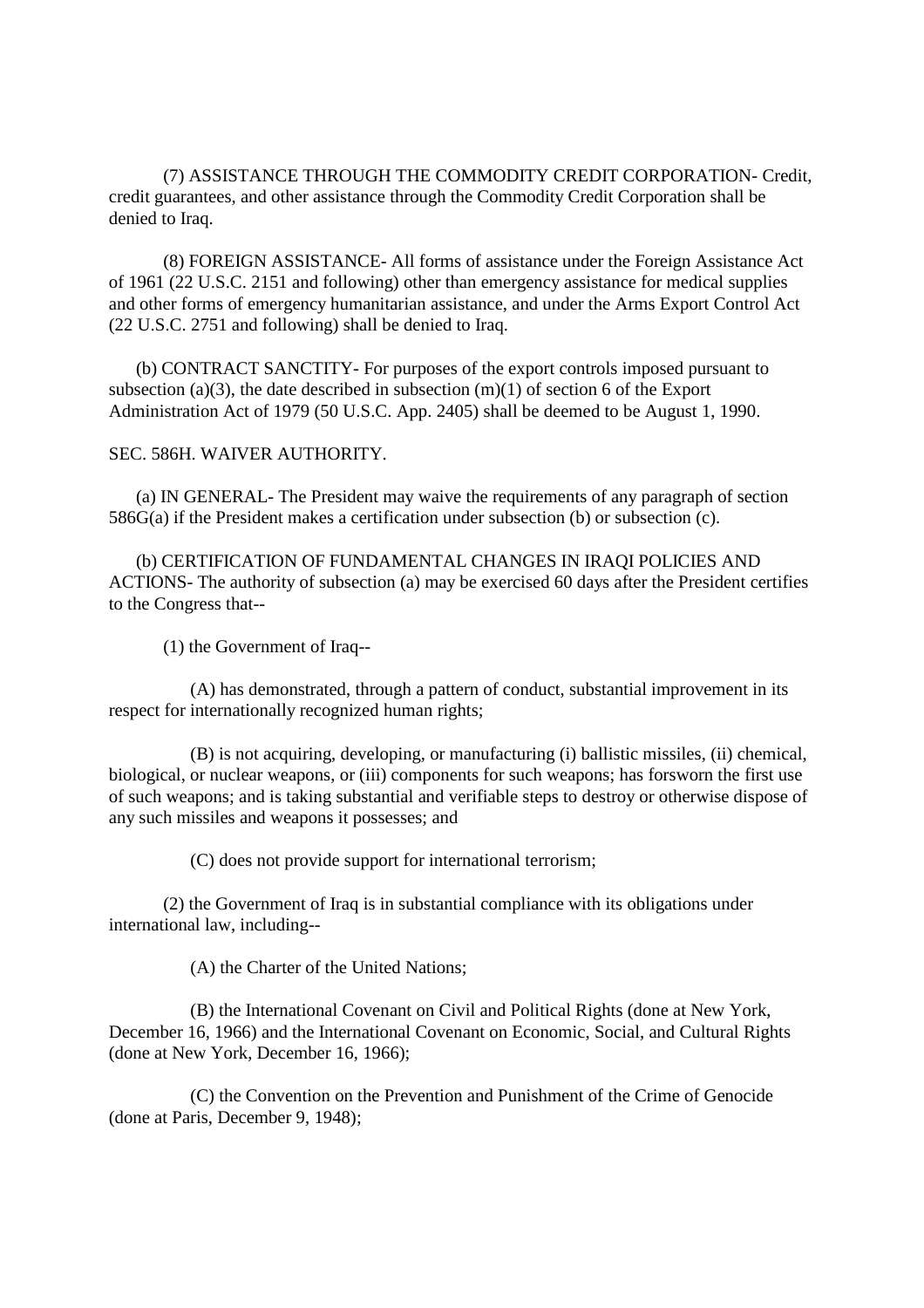(7) ASSISTANCE THROUGH THE COMMODITY CREDIT CORPORATION- Credit, credit guarantees, and other assistance through the Commodity Credit Corporation shall be denied to Iraq.

(8) FOREIGN ASSISTANCE- All forms of assistance under the Foreign Assistance Act of 1961 (22 U.S.C. 2151 and following) other than emergency assistance for medical supplies and other forms of emergency humanitarian assistance, and under the Arms Export Control Act (22 U.S.C. 2751 and following) shall be denied to Iraq.

(b) CONTRACT SANCTITY- For purposes of the export controls imposed pursuant to subsection (a)(3), the date described in subsection (m)(1) of section 6 of the Export Administration Act of 1979 (50 U.S.C. App. 2405) shall be deemed to be August 1, 1990.

SEC. 586H. WAIVER AUTHORITY.

(a) IN GENERAL- The President may waive the requirements of any paragraph of section 586G(a) if the President makes a certification under subsection (b) or subsection (c).

(b) CERTIFICATION OF FUNDAMENTAL CHANGES IN IRAQI POLICIES AND ACTIONS- The authority of subsection (a) may be exercised 60 days after the President certifies to the Congress that--

(1) the Government of Iraq--

(A) has demonstrated, through a pattern of conduct, substantial improvement in its respect for internationally recognized human rights;

(B) is not acquiring, developing, or manufacturing (i) ballistic missiles, (ii) chemical, biological, or nuclear weapons, or (iii) components for such weapons; has forsworn the first use of such weapons; and is taking substantial and verifiable steps to destroy or otherwise dispose of any such missiles and weapons it possesses; and

(C) does not provide support for international terrorism;

(2) the Government of Iraq is in substantial compliance with its obligations under international law, including--

(A) the Charter of the United Nations;

(B) the International Covenant on Civil and Political Rights (done at New York, December 16, 1966) and the International Covenant on Economic, Social, and Cultural Rights (done at New York, December 16, 1966);

(C) the Convention on the Prevention and Punishment of the Crime of Genocide (done at Paris, December 9, 1948);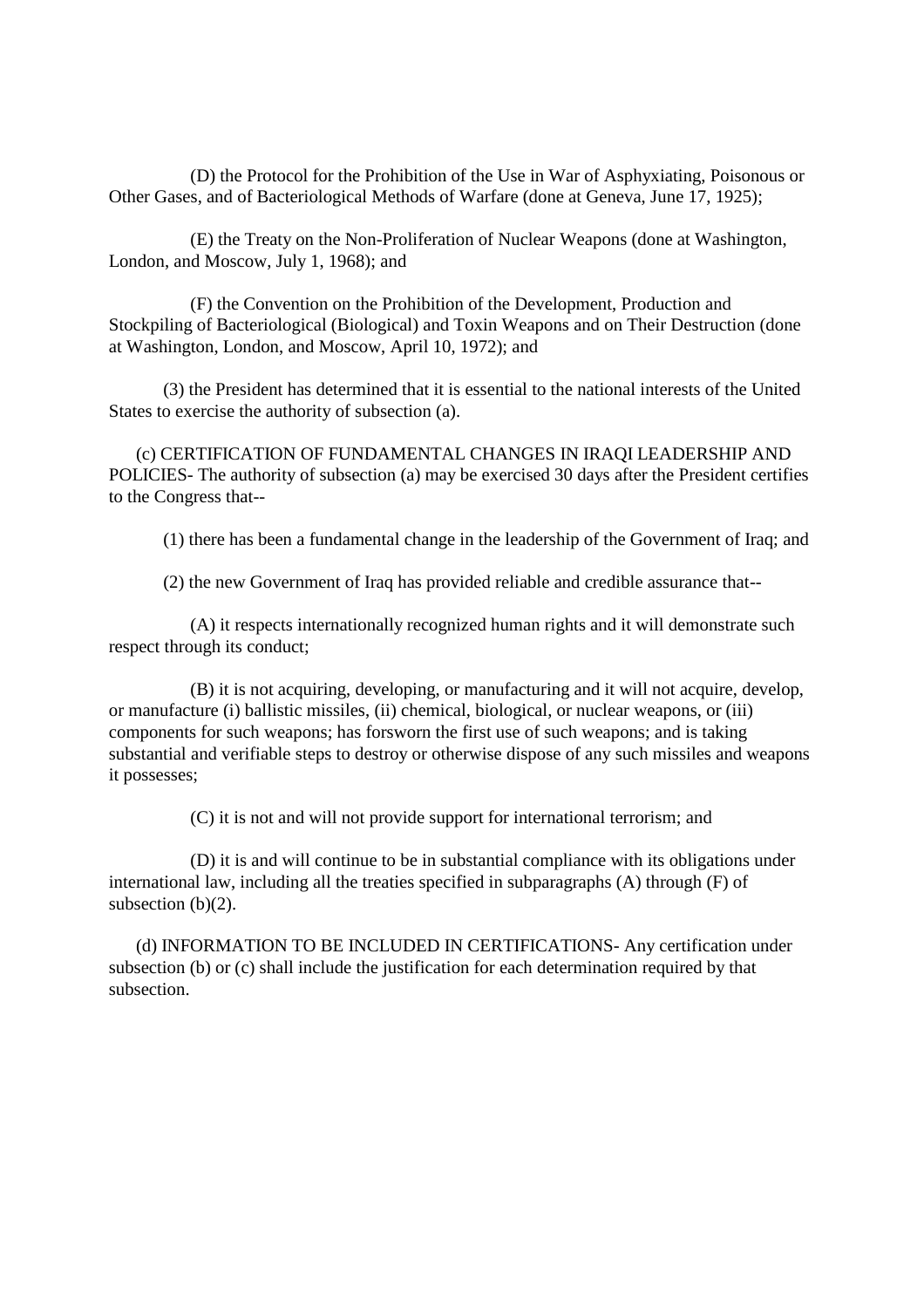(D) the Protocol for the Prohibition of the Use in War of Asphyxiating, Poisonous or Other Gases, and of Bacteriological Methods of Warfare (done at Geneva, June 17, 1925);

(E) the Treaty on the Non-Proliferation of Nuclear Weapons (done at Washington, London, and Moscow, July 1, 1968); and

(F) the Convention on the Prohibition of the Development, Production and Stockpiling of Bacteriological (Biological) and Toxin Weapons and on Their Destruction (done at Washington, London, and Moscow, April 10, 1972); and

(3) the President has determined that it is essential to the national interests of the United States to exercise the authority of subsection (a).

(c) CERTIFICATION OF FUNDAMENTAL CHANGES IN IRAQI LEADERSHIP AND POLICIES- The authority of subsection (a) may be exercised 30 days after the President certifies to the Congress that--

(1) there has been a fundamental change in the leadership of the Government of Iraq; and

(2) the new Government of Iraq has provided reliable and credible assurance that--

(A) it respects internationally recognized human rights and it will demonstrate such respect through its conduct;

(B) it is not acquiring, developing, or manufacturing and it will not acquire, develop, or manufacture (i) ballistic missiles, (ii) chemical, biological, or nuclear weapons, or (iii) components for such weapons; has forsworn the first use of such weapons; and is taking substantial and verifiable steps to destroy or otherwise dispose of any such missiles and weapons it possesses;

(C) it is not and will not provide support for international terrorism; and

(D) it is and will continue to be in substantial compliance with its obligations under international law, including all the treaties specified in subparagraphs (A) through (F) of subsection (b)(2).

(d) INFORMATION TO BE INCLUDED IN CERTIFICATIONS- Any certification under subsection (b) or (c) shall include the justification for each determination required by that subsection.